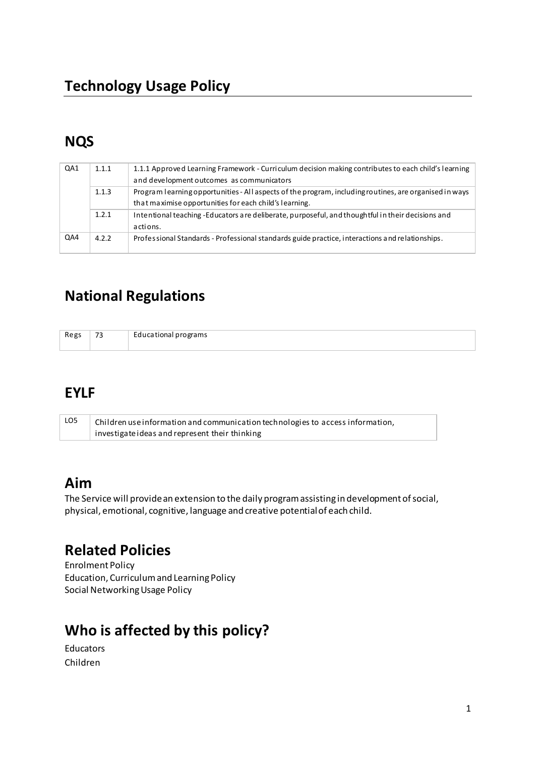# Technology Usage Policy

## NQS

| | | |
|---|---|---|
| QA1 | 1.1.1 | 1.1.1 Approved Learning Framework - Curriculum decision making contributes to each child's learning and development outcomes as communicators |
| | 1.1.3 | Program learning opportunities - All aspects of the program, including routines, are organised in ways that maximise opportunities for each child's learning. |
| | 1.2.1 | Intentional teaching -Educators are deliberate, purposeful, and thoughtful in their decisions and actions. |
| QA4 | 4.2.2 | Professional Standards - Professional standards guide practice, interactions and relationships. |

## National Regulations

| | | |
|---|---|---|
| Regs | 73 | Educational programs |

## EYLF

| | |
|---|---|
| LO5 | Children use information and communication technologies to access information, investigate ideas and represent their thinking |

## Aim

The Service will provide an extension to the daily program assisting in development of social, physical, emotional, cognitive, language and creative potential of each child.

## Related Policies

Enrolment Policy
Education, Curriculum and Learning Policy
Social Networking Usage Policy

## Who is affected by this policy?

Educators
Children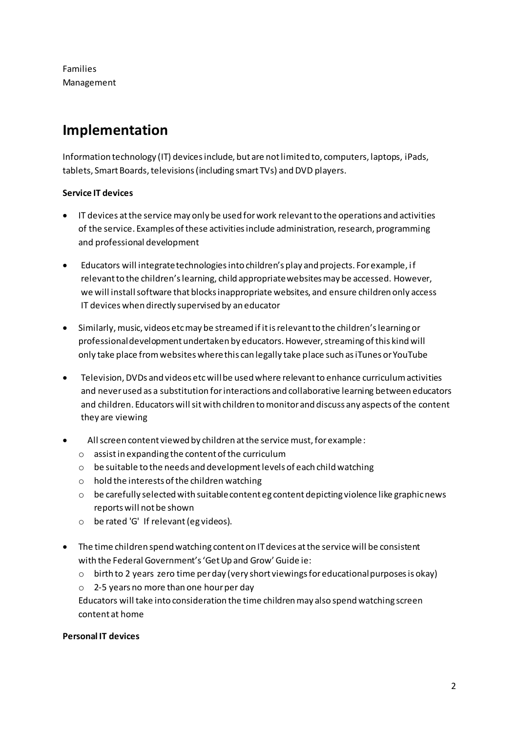Families
Management

## Implementation

Information technology (IT) devices include, but are not limited to, computers, laptops, iPads, tablets, Smart Boards, televisions (including smart TVs) and DVD players.

**Service IT devices**

- IT devices at the service may only be used for work relevant to the operations and activities of the service. Examples of these activities include administration, research, programming and professional development
- Educators will integrate technologies into children's play and projects. For example, if relevant to the children's learning, child appropriate websites may be accessed. However, we will install software that blocks inappropriate websites, and ensure children only access IT devices when directly supervised by an educator
- Similarly, music, videos etc may be streamed if it is relevant to the children's learning or professional development undertaken by educators. However, streaming of this kind will only take place from websites where this can legally take place such as iTunes or YouTube
- Television, DVDs and videos etc will be used where relevant to enhance curriculum activities and never used as a substitution for interactions and collaborative learning between educators and children. Educators will sit with children to monitor and discuss any aspects of the content they are viewing
- All screen content viewed by children at the service must, for example:
    - assist in expanding the content of the curriculum
    - be suitable to the needs and development levels of each child watching
    - hold the interests of the children watching
    - be carefully selected with suitable content eg content depicting violence like graphic news reports will not be shown
    - be rated 'G' If relevant (eg videos).
- The time children spend watching content on IT devices at the service will be consistent with the Federal Government's 'Get Up and Grow' Guide ie:
    - birth to 2 years zero time per day (very short viewings for educational purposes is okay)
    - 2-5 years no more than one hour per day

  Educators will take into consideration the time children may also spend watching screen content at home

**Personal IT devices**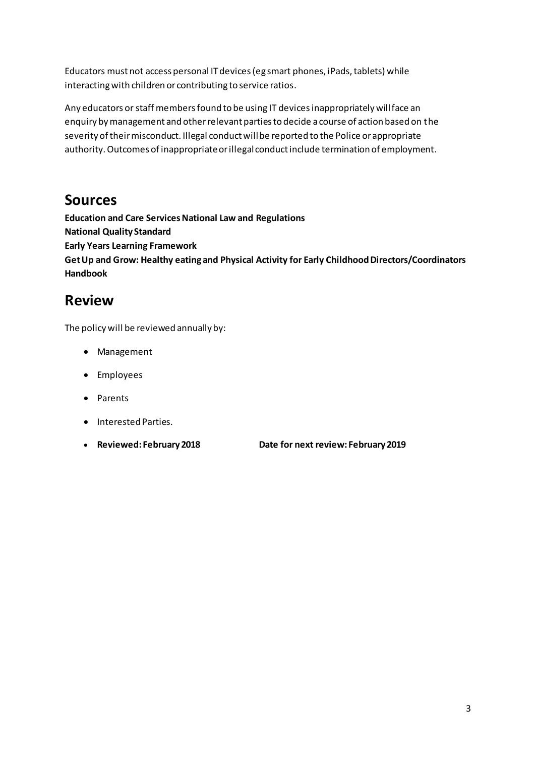Educators must not access personal IT devices (eg smart phones, iPads, tablets) while interacting with children or contributing to service ratios.

Any educators or staff members found to be using IT devices inappropriately will face an enquiry by management and other relevant parties to decide a course of action based on the severity of their misconduct. Illegal conduct will be reported to the Police or appropriate authority. Outcomes of inappropriate or illegal conduct include termination of employment.

## Sources

**Education and Care Services National Law and Regulations**
**National Quality Standard**
**Early Years Learning Framework**
**Get Up and Grow: Healthy eating and Physical Activity for Early Childhood Directors/Coordinators Handbook**

## Review

The policy will be reviewed annually by:

- Management
- Employees
- Parents
- Interested Parties.
- **Reviewed: February 2018** **Date for next review: February 2019**